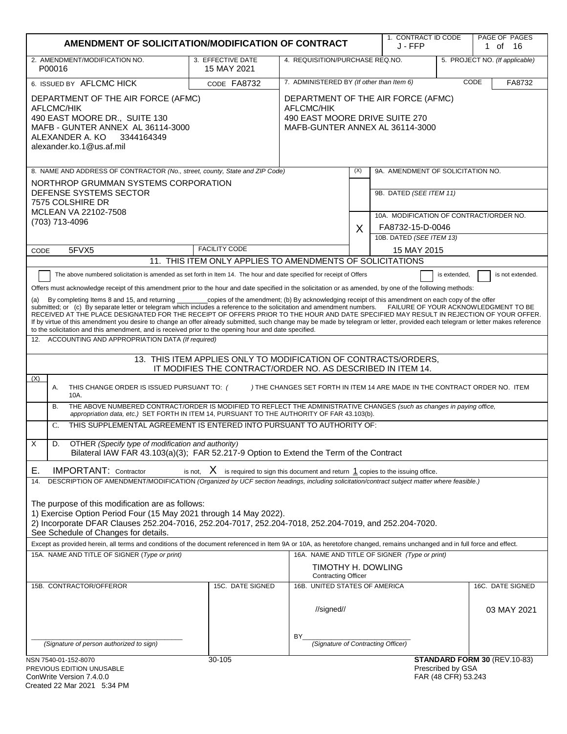# AMENDMENT OF SOLICITATION/MODIFICATION OF CONTRACT

| 1. CONTRACT ID CODE | PAGE OF PAGES |
|---|---|
| J - FFP | 1 of 16 |

| 2. AMENDMENT/MODIFICATION NO. | 3. EFFECTIVE DATE | 4. REQUISITION/PURCHASE REQ.NO. | 5. PROJECT NO. (If applicable) |
|---|---|---|---|
| P00016 | 15 MAY 2021 | | |

| 6. ISSUED BY AFLCMC HICK — CODE FA8732 | 7. ADMINISTERED BY (If other than Item 6) — CODE FA8732 |
|---|---|
| DEPARTMENT OF THE AIR FORCE (AFMC)<br>AFLCMC/HIK<br>490 EAST MOORE DR., SUITE 130<br>MAFB - GUNTER ANNEX AL 36114-3000<br>ALEXANDER A. KO 3344164349<br>alexander.ko.1@us.af.mil | DEPARTMENT OF THE AIR FORCE (AFMC)<br>AFLCMC/HIK<br>490 EAST MOORE DRIVE SUITE 270<br>MAFB-GUNTER ANNEX AL 36114-3000 |

| 8. NAME AND ADDRESS OF CONTRACTOR (No., street, county, State and ZIP Code) | (X) | |
|---|---|---|
| NORTHROP GRUMMAN SYSTEMS CORPORATION<br>DEFENSE SYSTEMS SECTOR<br>7575 COLSHIRE DR<br>MCLEAN VA 22102-7508<br>(703) 713-4096 | | 9A. AMENDMENT OF SOLICITATION NO. |
| | | 9B. DATED (SEE ITEM 11) |
| | X | 10A. MODIFICATION OF CONTRACT/ORDER NO.<br>FA8732-15-D-0046 |
| CODE 5FVX5 — FACILITY CODE | | 10B. DATED (SEE ITEM 13)<br>15 MAY 2015 |

## 11. THIS ITEM ONLY APPLIES TO AMENDMENTS OF SOLICITATIONS

☐ The above numbered solicitation is amended as set forth in Item 14. The hour and date specified for receipt of Offers ☐ is extended, ☐ is not extended.

Offers must acknowledge receipt of this amendment prior to the hour and date specified in the solicitation or as amended, by one of the following methods:

(a) By completing Items 8 and 15, and returning ________copies of the amendment; (b) By acknowledging receipt of this amendment on each copy of the offer submitted; or (c) By separate letter or telegram which includes a reference to the solicitation and amendment numbers. FAILURE OF YOUR ACKNOWLEDGMENT TO BE RECEIVED AT THE PLACE DESIGNATED FOR THE RECEIPT OF OFFERS PRIOR TO THE HOUR AND DATE SPECIFIED MAY RESULT IN REJECTION OF YOUR OFFER. If by virtue of this amendment you desire to change an offer already submitted, such change may be made by telegram or letter, provided each telegram or letter makes reference to the solicitation and this amendment, and is received prior to the opening hour and date specified.

12. ACCOUNTING AND APPROPRIATION DATA (If required)

## 13. THIS ITEM APPLIES ONLY TO MODIFICATION OF CONTRACTS/ORDERS, IT MODIFIES THE CONTRACT/ORDER NO. AS DESCRIBED IN ITEM 14.

| (X) | |
|---|---|
| | A. THIS CHANGE ORDER IS ISSUED PURSUANT TO: ( ) THE CHANGES SET FORTH IN ITEM 14 ARE MADE IN THE CONTRACT ORDER NO. ITEM 10A. |
| | B. THE ABOVE NUMBERED CONTRACT/ORDER IS MODIFIED TO REFLECT THE ADMINISTRATIVE CHANGES (such as changes in paying office, appropriation data, etc.) SET FORTH IN ITEM 14, PURSUANT TO THE AUTHORITY OF FAR 43.103(b). |
| | C. THIS SUPPLEMENTAL AGREEMENT IS ENTERED INTO PURSUANT TO AUTHORITY OF: |
| X | D. OTHER (Specify type of modification and authority)<br>Bilateral IAW FAR 43.103(a)(3); FAR 52.217-9 Option to Extend the Term of the Contract |

E. IMPORTANT: Contractor is not, X is required to sign this document and return 1 copies to the issuing office.

14. DESCRIPTION OF AMENDMENT/MODIFICATION (Organized by UCF section headings, including solicitation/contract subject matter where feasible.)

The purpose of this modification are as follows:
1) Exercise Option Period Four (15 May 2021 through 14 May 2022).
2) Incorporate DFAR Clauses 252.204-7016, 252.204-7017, 252.204-7018, 252.204-7019, and 252.204-7020.
See Schedule of Changes for details.

Except as provided herein, all terms and conditions of the document referenced in Item 9A or 10A, as heretofore changed, remains unchanged and in full force and effect.

| 15A. NAME AND TITLE OF SIGNER (Type or print) | | 16A. NAME AND TITLE OF SIGNER (Type or print) | |
|---|---|---|---|
| | | TIMOTHY H. DOWLING<br>Contracting Officer | |
| 15B. CONTRACTOR/OFFEROR | 15C. DATE SIGNED | 16B. UNITED STATES OF AMERICA | 16C. DATE SIGNED |
| ______________________<br>(Signature of person authorized to sign) | | //signed//<br>BY______________________<br>(Signature of Contracting Officer) | 03 MAY 2021 |

NSN 7540-01-152-8070
PREVIOUS EDITION UNUSABLE
ConWrite Version 7.4.0.0
Created 22 Mar 2021 5:34 PM

30-105

**STANDARD FORM 30** (REV.10-83)
Prescribed by GSA
FAR (48 CFR) 53.243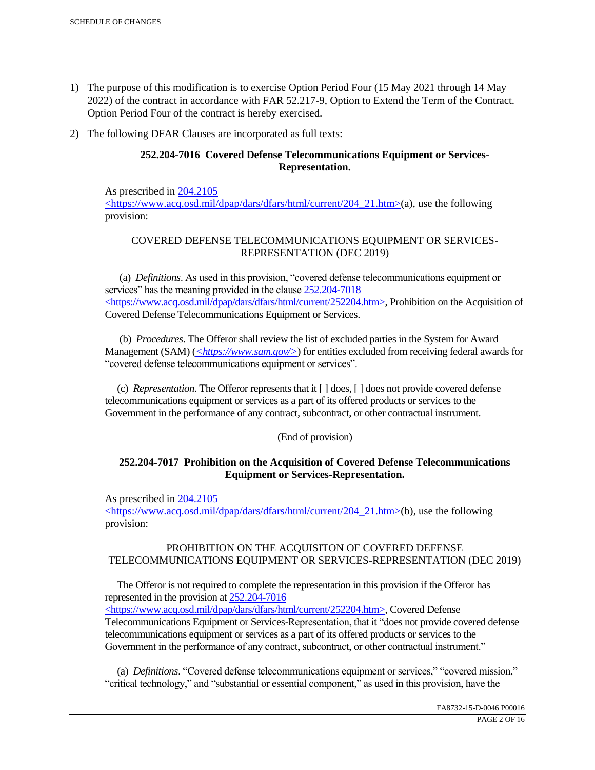1) The purpose of this modification is to exercise Option Period Four (15 May 2021 through 14 May 2022) of the contract in accordance with FAR 52.217-9, Option to Extend the Term of the Contract. Option Period Four of the contract is hereby exercised.

2) The following DFAR Clauses are incorporated as full texts:

**252.204-7016 Covered Defense Telecommunications Equipment or Services-Representation.**

As prescribed in 204.2105 <https://www.acq.osd.mil/dpap/dars/dfars/html/current/204_21.htm>(a), use the following provision:

COVERED DEFENSE TELECOMMUNICATIONS EQUIPMENT OR SERVICES-REPRESENTATION (DEC 2019)

(a) *Definitions*. As used in this provision, "covered defense telecommunications equipment or services" has the meaning provided in the clause 252.204-7018 <https://www.acq.osd.mil/dpap/dars/dfars/html/current/252204.htm>, Prohibition on the Acquisition of Covered Defense Telecommunications Equipment or Services.

(b) *Procedures*. The Offeror shall review the list of excluded parties in the System for Award Management (SAM) (*<https://www.sam.gov/>*) for entities excluded from receiving federal awards for "covered defense telecommunications equipment or services".

(c) *Representation*. The Offeror represents that it [ ] does, [ ] does not provide covered defense telecommunications equipment or services as a part of its offered products or services to the Government in the performance of any contract, subcontract, or other contractual instrument.

(End of provision)

**252.204-7017 Prohibition on the Acquisition of Covered Defense Telecommunications Equipment or Services-Representation.**

As prescribed in 204.2105 <https://www.acq.osd.mil/dpap/dars/dfars/html/current/204_21.htm>(b), use the following provision:

PROHIBITION ON THE ACQUISITON OF COVERED DEFENSE TELECOMMUNICATIONS EQUIPMENT OR SERVICES-REPRESENTATION (DEC 2019)

The Offeror is not required to complete the representation in this provision if the Offeror has represented in the provision at 252.204-7016 <https://www.acq.osd.mil/dpap/dars/dfars/html/current/252204.htm>, Covered Defense Telecommunications Equipment or Services-Representation, that it "does not provide covered defense telecommunications equipment or services as a part of its offered products or services to the Government in the performance of any contract, subcontract, or other contractual instrument."

(a) *Definitions*. "Covered defense telecommunications equipment or services," "covered mission," "critical technology," and "substantial or essential component," as used in this provision, have the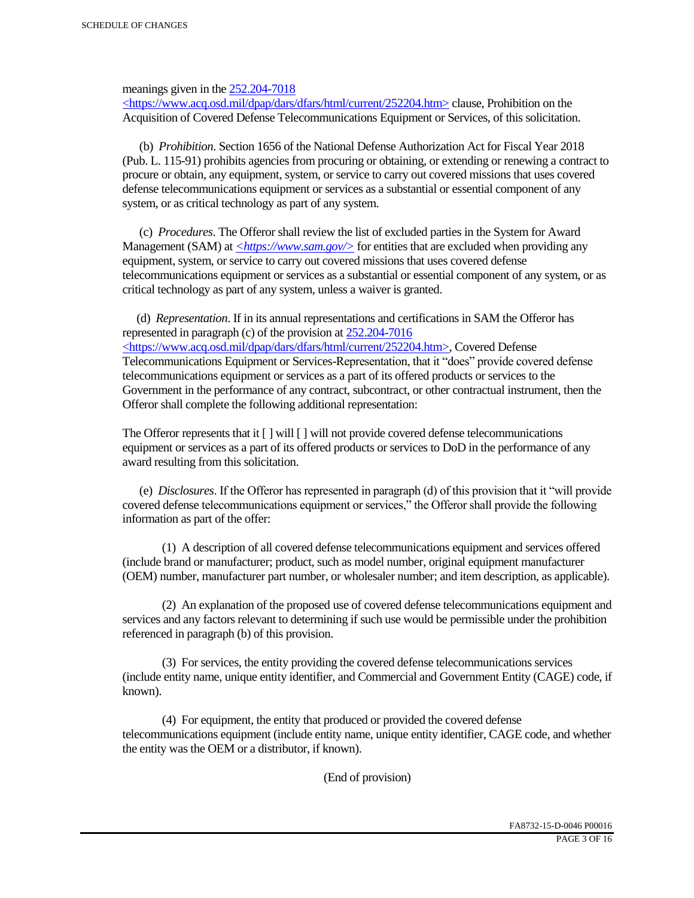meanings given in the [252.204-7018](https://www.acq.osd.mil/dpap/dars/dfars/html/current/252204.htm) <https://www.acq.osd.mil/dpap/dars/dfars/html/current/252204.htm> clause, Prohibition on the Acquisition of Covered Defense Telecommunications Equipment or Services, of this solicitation.

(b) *Prohibition*. Section 1656 of the National Defense Authorization Act for Fiscal Year 2018 (Pub. L. 115-91) prohibits agencies from procuring or obtaining, or extending or renewing a contract to procure or obtain, any equipment, system, or service to carry out covered missions that uses covered defense telecommunications equipment or services as a substantial or essential component of any system, or as critical technology as part of any system.

(c) *Procedures*. The Offeror shall review the list of excluded parties in the System for Award Management (SAM) at *<https://www.sam.gov/>* for entities that are excluded when providing any equipment, system, or service to carry out covered missions that uses covered defense telecommunications equipment or services as a substantial or essential component of any system, or as critical technology as part of any system, unless a waiver is granted.

(d) *Representation*. If in its annual representations and certifications in SAM the Offeror has represented in paragraph (c) of the provision at [252.204-7016](https://www.acq.osd.mil/dpap/dars/dfars/html/current/252204.htm) <https://www.acq.osd.mil/dpap/dars/dfars/html/current/252204.htm>, Covered Defense Telecommunications Equipment or Services-Representation, that it "does" provide covered defense telecommunications equipment or services as a part of its offered products or services to the Government in the performance of any contract, subcontract, or other contractual instrument, then the Offeror shall complete the following additional representation:

The Offeror represents that it [ ] will [ ] will not provide covered defense telecommunications equipment or services as a part of its offered products or services to DoD in the performance of any award resulting from this solicitation.

(e) *Disclosures*. If the Offeror has represented in paragraph (d) of this provision that it "will provide covered defense telecommunications equipment or services," the Offeror shall provide the following information as part of the offer:

(1) A description of all covered defense telecommunications equipment and services offered (include brand or manufacturer; product, such as model number, original equipment manufacturer (OEM) number, manufacturer part number, or wholesaler number; and item description, as applicable).

(2) An explanation of the proposed use of covered defense telecommunications equipment and services and any factors relevant to determining if such use would be permissible under the prohibition referenced in paragraph (b) of this provision.

(3) For services, the entity providing the covered defense telecommunications services (include entity name, unique entity identifier, and Commercial and Government Entity (CAGE) code, if known).

(4) For equipment, the entity that produced or provided the covered defense telecommunications equipment (include entity name, unique entity identifier, CAGE code, and whether the entity was the OEM or a distributor, if known).

(End of provision)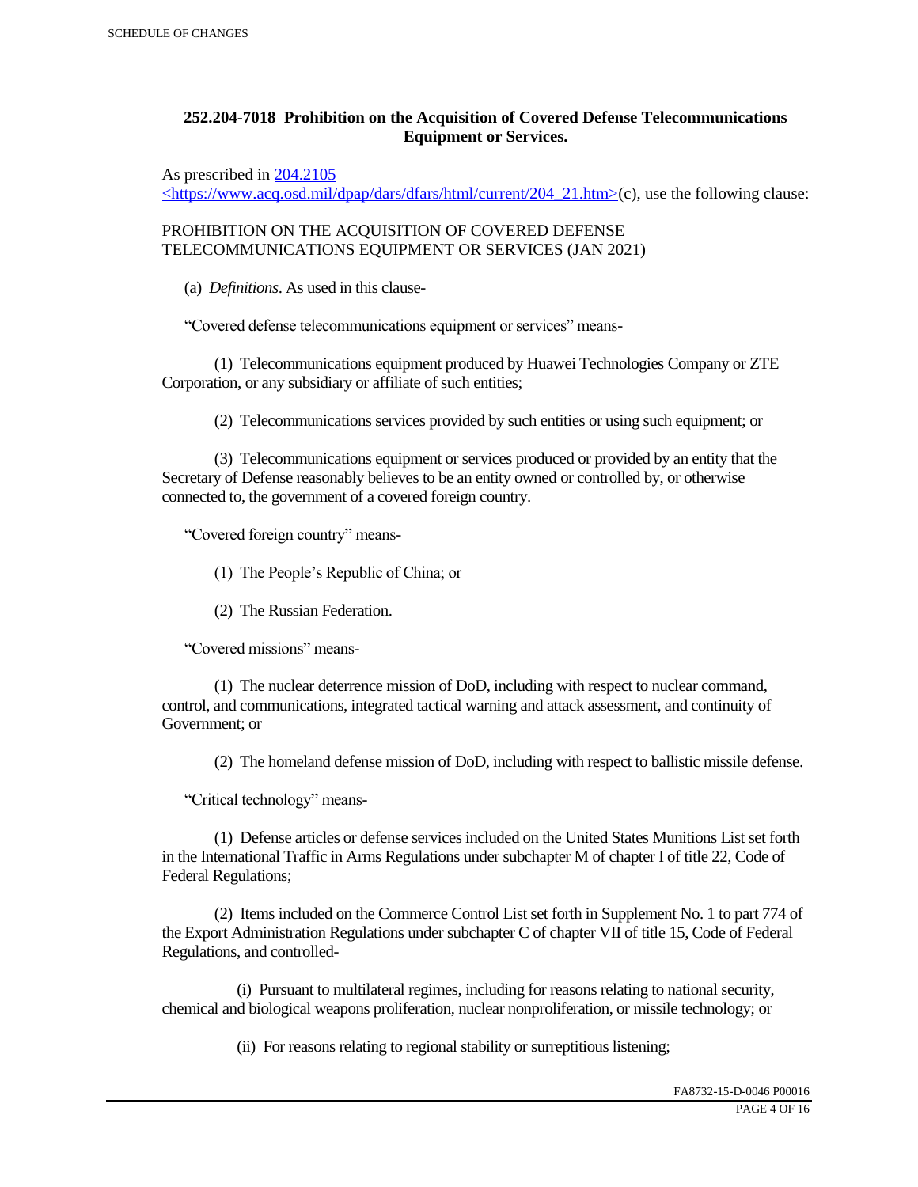### 252.204-7018 Prohibition on the Acquisition of Covered Defense Telecommunications Equipment or Services.

As prescribed in [204.2105 <https://www.acq.osd.mil/dpap/dars/dfars/html/current/204_21.htm>](https://www.acq.osd.mil/dpap/dars/dfars/html/current/204_21.htm)(c), use the following clause:

PROHIBITION ON THE ACQUISITION OF COVERED DEFENSE TELECOMMUNICATIONS EQUIPMENT OR SERVICES (JAN 2021)

(a) *Definitions*. As used in this clause-

"Covered defense telecommunications equipment or services" means-

(1) Telecommunications equipment produced by Huawei Technologies Company or ZTE Corporation, or any subsidiary or affiliate of such entities;

(2) Telecommunications services provided by such entities or using such equipment; or

(3) Telecommunications equipment or services produced or provided by an entity that the Secretary of Defense reasonably believes to be an entity owned or controlled by, or otherwise connected to, the government of a covered foreign country.

"Covered foreign country" means-

(1) The People's Republic of China; or

(2) The Russian Federation.

"Covered missions" means-

(1) The nuclear deterrence mission of DoD, including with respect to nuclear command, control, and communications, integrated tactical warning and attack assessment, and continuity of Government; or

(2) The homeland defense mission of DoD, including with respect to ballistic missile defense.

"Critical technology" means-

(1) Defense articles or defense services included on the United States Munitions List set forth in the International Traffic in Arms Regulations under subchapter M of chapter I of title 22, Code of Federal Regulations;

(2) Items included on the Commerce Control List set forth in Supplement No. 1 to part 774 of the Export Administration Regulations under subchapter C of chapter VII of title 15, Code of Federal Regulations, and controlled-

(i) Pursuant to multilateral regimes, including for reasons relating to national security, chemical and biological weapons proliferation, nuclear nonproliferation, or missile technology; or

(ii) For reasons relating to regional stability or surreptitious listening;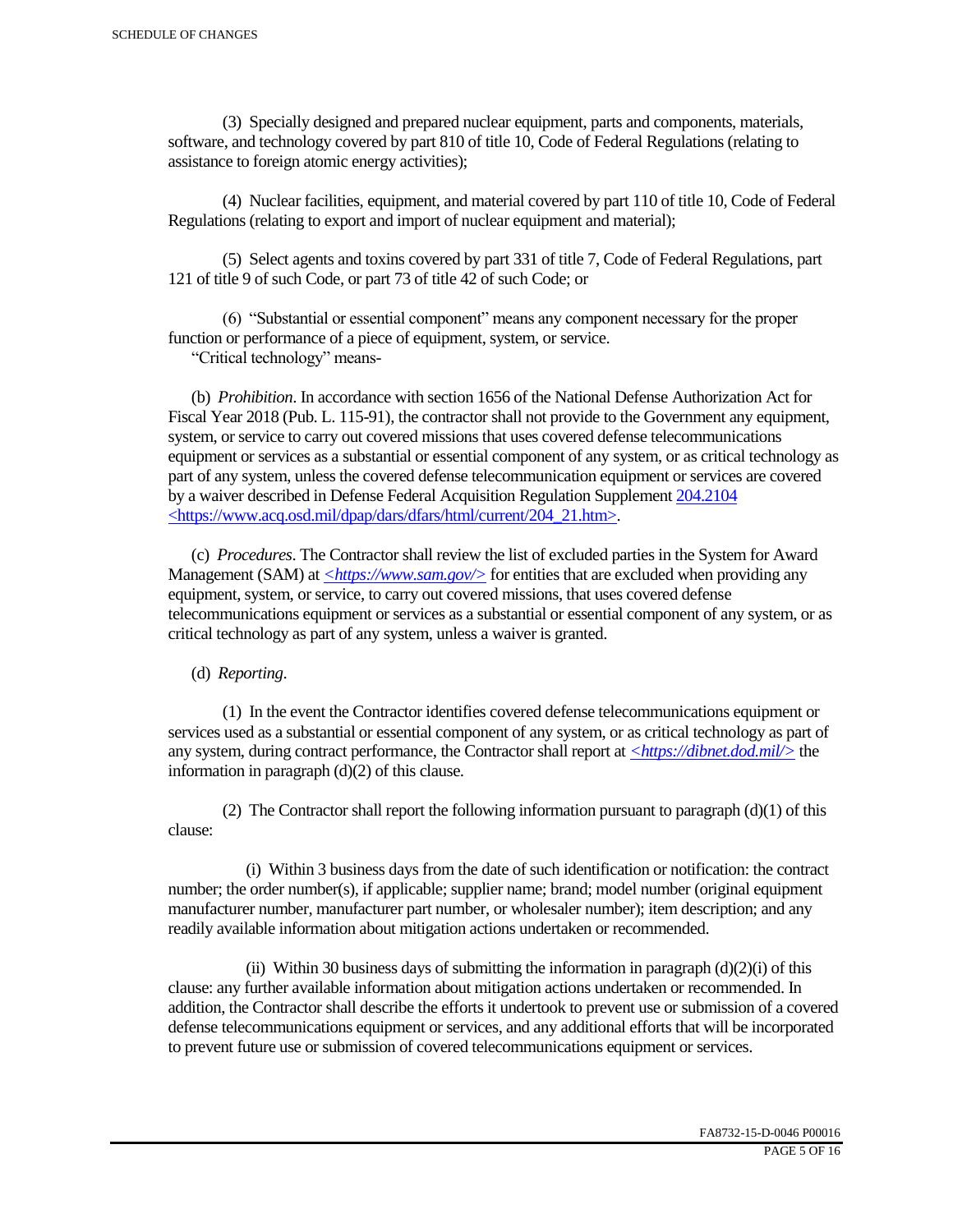(3) Specially designed and prepared nuclear equipment, parts and components, materials, software, and technology covered by part 810 of title 10, Code of Federal Regulations (relating to assistance to foreign atomic energy activities);

(4) Nuclear facilities, equipment, and material covered by part 110 of title 10, Code of Federal Regulations (relating to export and import of nuclear equipment and material);

(5) Select agents and toxins covered by part 331 of title 7, Code of Federal Regulations, part 121 of title 9 of such Code, or part 73 of title 42 of such Code; or

(6) "Substantial or essential component" means any component necessary for the proper function or performance of a piece of equipment, system, or service.
"Critical technology" means-

(b) *Prohibition*. In accordance with section 1656 of the National Defense Authorization Act for Fiscal Year 2018 (Pub. L. 115-91), the contractor shall not provide to the Government any equipment, system, or service to carry out covered missions that uses covered defense telecommunications equipment or services as a substantial or essential component of any system, or as critical technology as part of any system, unless the covered defense telecommunication equipment or services are covered by a waiver described in Defense Federal Acquisition Regulation Supplement 204.2104 <https://www.acq.osd.mil/dpap/dars/dfars/html/current/204_21.htm>.

(c) *Procedures*. The Contractor shall review the list of excluded parties in the System for Award Management (SAM) at *<https://www.sam.gov/>* for entities that are excluded when providing any equipment, system, or service, to carry out covered missions, that uses covered defense telecommunications equipment or services as a substantial or essential component of any system, or as critical technology as part of any system, unless a waiver is granted.

(d) *Reporting*.

(1) In the event the Contractor identifies covered defense telecommunications equipment or services used as a substantial or essential component of any system, or as critical technology as part of any system, during contract performance, the Contractor shall report at *<https://dibnet.dod.mil/>* the information in paragraph (d)(2) of this clause.

(2) The Contractor shall report the following information pursuant to paragraph (d)(1) of this clause:

(i) Within 3 business days from the date of such identification or notification: the contract number; the order number(s), if applicable; supplier name; brand; model number (original equipment manufacturer number, manufacturer part number, or wholesaler number); item description; and any readily available information about mitigation actions undertaken or recommended.

(ii) Within 30 business days of submitting the information in paragraph (d)(2)(i) of this clause: any further available information about mitigation actions undertaken or recommended. In addition, the Contractor shall describe the efforts it undertook to prevent use or submission of a covered defense telecommunications equipment or services, and any additional efforts that will be incorporated to prevent future use or submission of covered telecommunications equipment or services.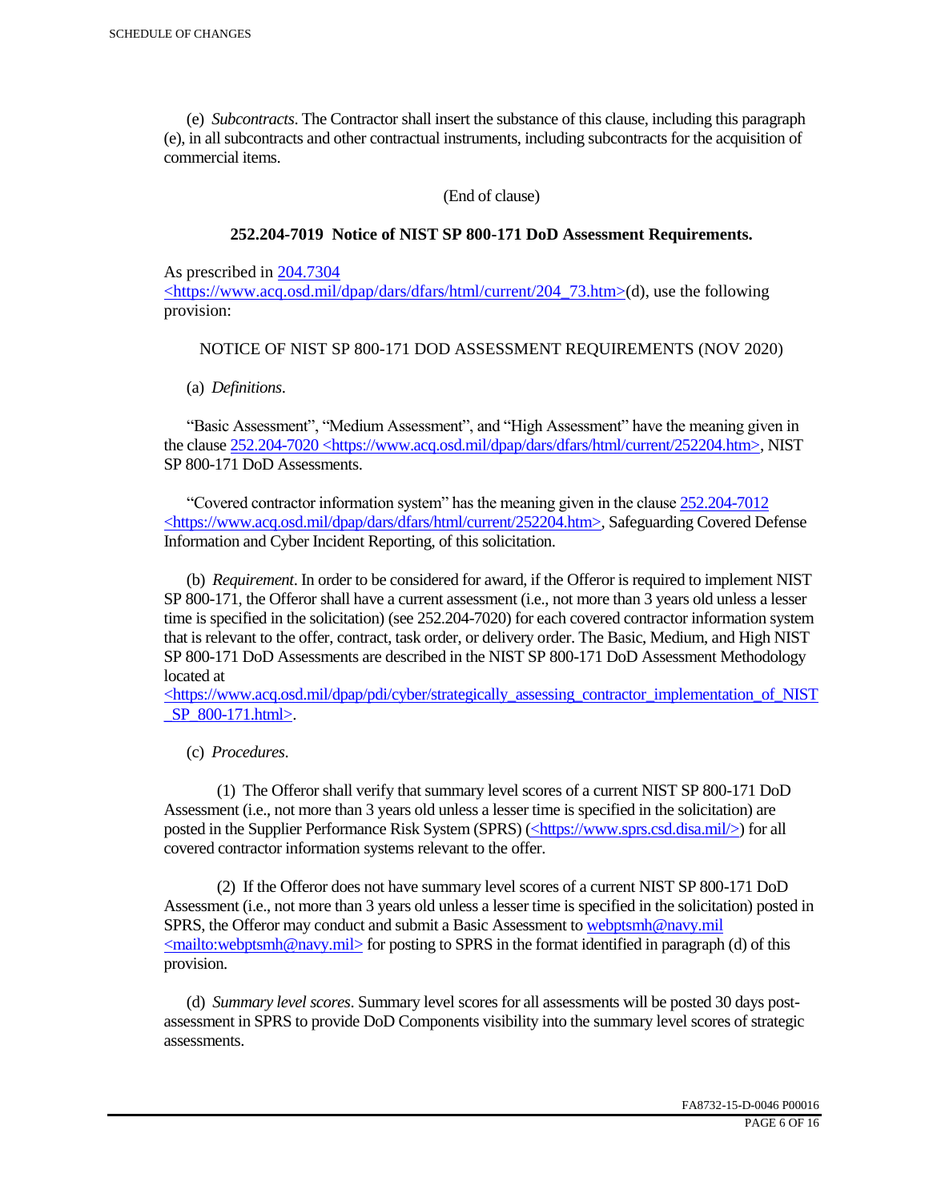(e) *Subcontracts*. The Contractor shall insert the substance of this clause, including this paragraph (e), in all subcontracts and other contractual instruments, including subcontracts for the acquisition of commercial items.

(End of clause)

**252.204-7019 Notice of NIST SP 800-171 DoD Assessment Requirements.**

As prescribed in 204.7304 <https://www.acq.osd.mil/dpap/dars/dfars/html/current/204_73.htm>(d), use the following provision:

NOTICE OF NIST SP 800-171 DOD ASSESSMENT REQUIREMENTS (NOV 2020)

(a) *Definitions*.

"Basic Assessment", "Medium Assessment", and "High Assessment" have the meaning given in the clause 252.204-7020 <https://www.acq.osd.mil/dpap/dars/dfars/html/current/252204.htm>, NIST SP 800-171 DoD Assessments.

"Covered contractor information system" has the meaning given in the clause 252.204-7012 <https://www.acq.osd.mil/dpap/dars/dfars/html/current/252204.htm>, Safeguarding Covered Defense Information and Cyber Incident Reporting, of this solicitation.

(b) *Requirement*. In order to be considered for award, if the Offeror is required to implement NIST SP 800-171, the Offeror shall have a current assessment (i.e., not more than 3 years old unless a lesser time is specified in the solicitation) (see 252.204-7020) for each covered contractor information system that is relevant to the offer, contract, task order, or delivery order. The Basic, Medium, and High NIST SP 800-171 DoD Assessments are described in the NIST SP 800-171 DoD Assessment Methodology located at <https://www.acq.osd.mil/dpap/pdi/cyber/strategically_assessing_contractor_implementation_of_NIST_SP_800-171.html>.

(c) *Procedures*.

(1) The Offeror shall verify that summary level scores of a current NIST SP 800-171 DoD Assessment (i.e., not more than 3 years old unless a lesser time is specified in the solicitation) are posted in the Supplier Performance Risk System (SPRS) (<https://www.sprs.csd.disa.mil/>) for all covered contractor information systems relevant to the offer.

(2) If the Offeror does not have summary level scores of a current NIST SP 800-171 DoD Assessment (i.e., not more than 3 years old unless a lesser time is specified in the solicitation) posted in SPRS, the Offeror may conduct and submit a Basic Assessment to webptsmh@navy.mil <mailto:webptsmh@navy.mil> for posting to SPRS in the format identified in paragraph (d) of this provision.

(d) *Summary level scores*. Summary level scores for all assessments will be posted 30 days post-assessment in SPRS to provide DoD Components visibility into the summary level scores of strategic assessments.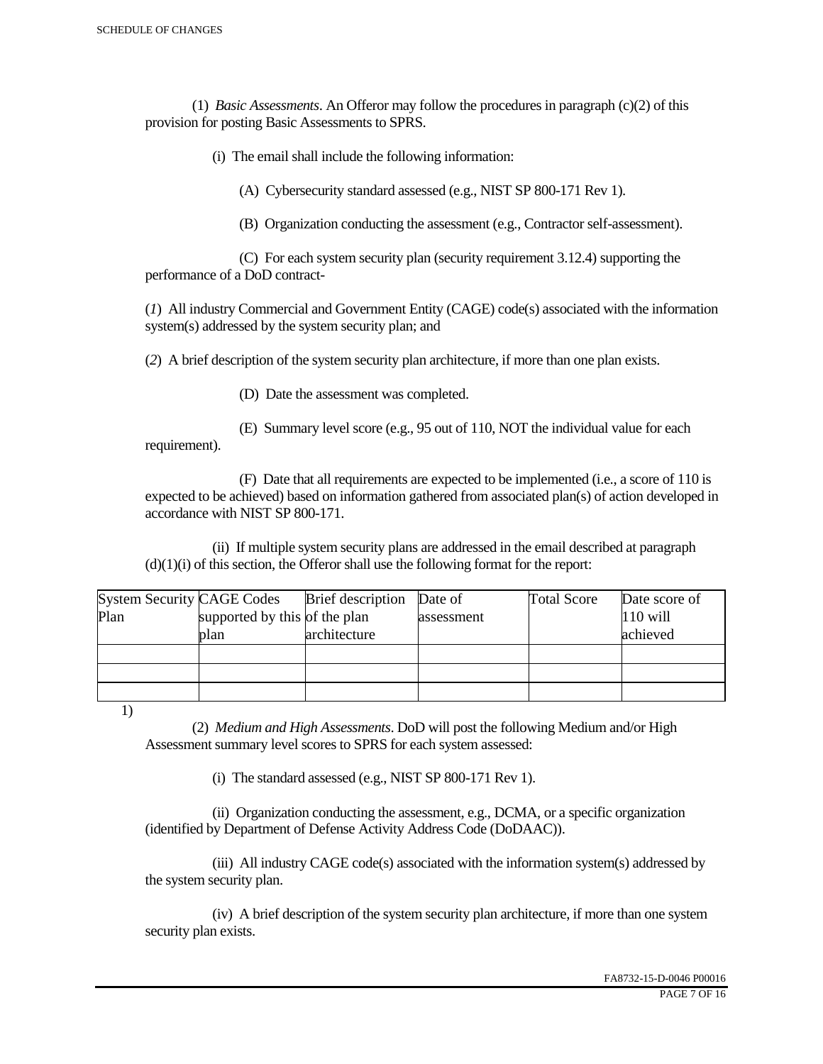(1) *Basic Assessments*. An Offeror may follow the procedures in paragraph (c)(2) of this provision for posting Basic Assessments to SPRS.

(i) The email shall include the following information:

(A) Cybersecurity standard assessed (e.g., NIST SP 800-171 Rev 1).

(B) Organization conducting the assessment (e.g., Contractor self-assessment).

(C) For each system security plan (security requirement 3.12.4) supporting the performance of a DoD contract-

(*1*) All industry Commercial and Government Entity (CAGE) code(s) associated with the information system(s) addressed by the system security plan; and

(*2*) A brief description of the system security plan architecture, if more than one plan exists.

(D) Date the assessment was completed.

(E) Summary level score (e.g., 95 out of 110, NOT the individual value for each requirement).

(F) Date that all requirements are expected to be implemented (i.e., a score of 110 is expected to be achieved) based on information gathered from associated plan(s) of action developed in accordance with NIST SP 800-171.

(ii) If multiple system security plans are addressed in the email described at paragraph (d)(1)(i) of this section, the Offeror shall use the following format for the report:

| System Security Plan | CAGE Codes supported by this plan | Brief description of the plan architecture | Date of assessment | Total Score | Date score of 110 will achieved |
|---|---|---|---|---|---|
| | | | | | |
| | | | | | |
| | | | | | |

1)

(2) *Medium and High Assessments*. DoD will post the following Medium and/or High Assessment summary level scores to SPRS for each system assessed:

(i) The standard assessed (e.g., NIST SP 800-171 Rev 1).

(ii) Organization conducting the assessment, e.g., DCMA, or a specific organization (identified by Department of Defense Activity Address Code (DoDAAC)).

(iii) All industry CAGE code(s) associated with the information system(s) addressed by the system security plan.

(iv) A brief description of the system security plan architecture, if more than one system security plan exists.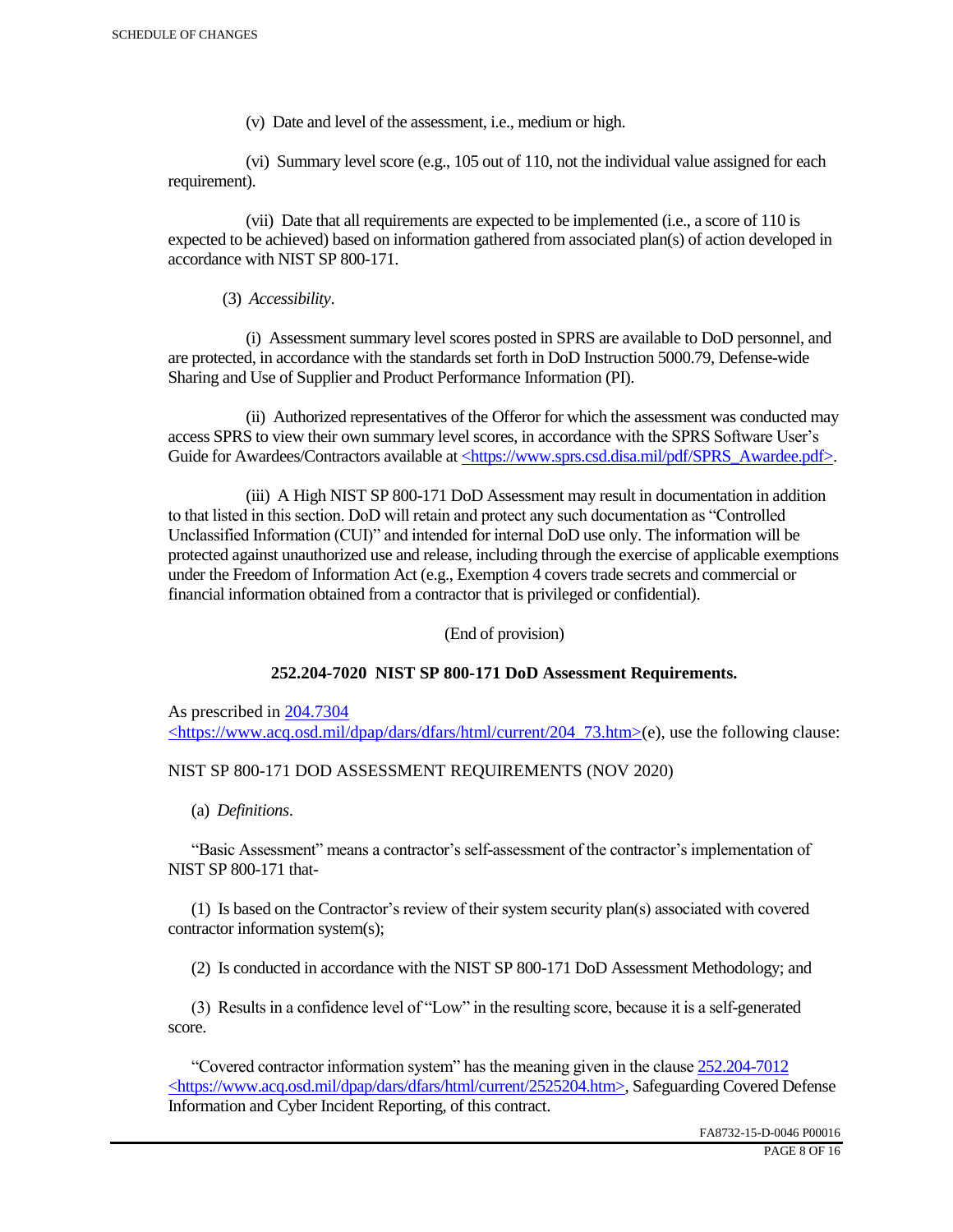(v) Date and level of the assessment, i.e., medium or high.

(vi) Summary level score (e.g., 105 out of 110, not the individual value assigned for each requirement).

(vii) Date that all requirements are expected to be implemented (i.e., a score of 110 is expected to be achieved) based on information gathered from associated plan(s) of action developed in accordance with NIST SP 800-171.

(3) *Accessibility*.

(i) Assessment summary level scores posted in SPRS are available to DoD personnel, and are protected, in accordance with the standards set forth in DoD Instruction 5000.79, Defense-wide Sharing and Use of Supplier and Product Performance Information (PI).

(ii) Authorized representatives of the Offeror for which the assessment was conducted may access SPRS to view their own summary level scores, in accordance with the SPRS Software User's Guide for Awardees/Contractors available at <https://www.sprs.csd.disa.mil/pdf/SPRS_Awardee.pdf>.

(iii) A High NIST SP 800-171 DoD Assessment may result in documentation in addition to that listed in this section. DoD will retain and protect any such documentation as "Controlled Unclassified Information (CUI)" and intended for internal DoD use only. The information will be protected against unauthorized use and release, including through the exercise of applicable exemptions under the Freedom of Information Act (e.g., Exemption 4 covers trade secrets and commercial or financial information obtained from a contractor that is privileged or confidential).

(End of provision)

**252.204-7020 NIST SP 800-171 DoD Assessment Requirements.**

As prescribed in 204.7304 <https://www.acq.osd.mil/dpap/dars/dfars/html/current/204_73.htm>(e), use the following clause:

NIST SP 800-171 DOD ASSESSMENT REQUIREMENTS (NOV 2020)

(a) *Definitions*.

"Basic Assessment" means a contractor's self-assessment of the contractor's implementation of NIST SP 800-171 that-

(1) Is based on the Contractor's review of their system security plan(s) associated with covered contractor information system(s);

(2) Is conducted in accordance with the NIST SP 800-171 DoD Assessment Methodology; and

(3) Results in a confidence level of "Low" in the resulting score, because it is a self-generated score.

"Covered contractor information system" has the meaning given in the clause 252.204-7012 <https://www.acq.osd.mil/dpap/dars/dfars/html/current/2525204.htm>, Safeguarding Covered Defense Information and Cyber Incident Reporting, of this contract.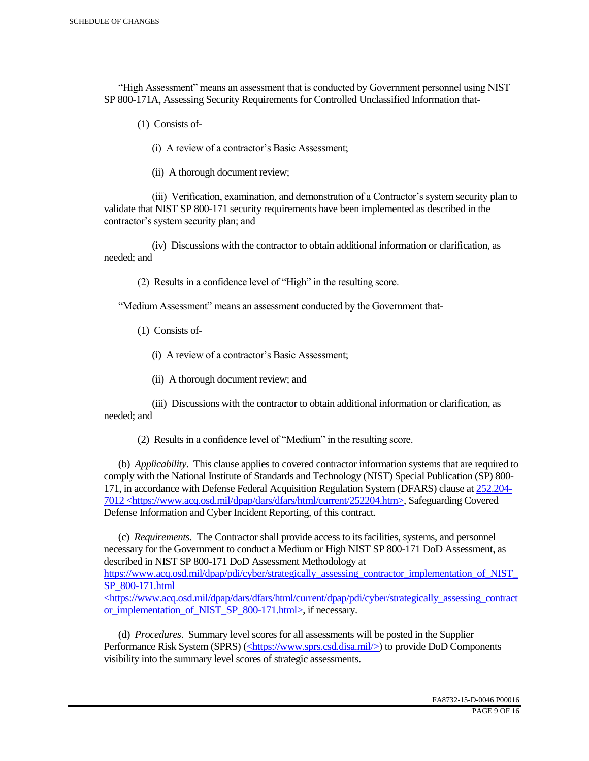"High Assessment" means an assessment that is conducted by Government personnel using NIST SP 800-171A, Assessing Security Requirements for Controlled Unclassified Information that-

(1) Consists of-

(i) A review of a contractor's Basic Assessment;

(ii) A thorough document review;

(iii) Verification, examination, and demonstration of a Contractor's system security plan to validate that NIST SP 800-171 security requirements have been implemented as described in the contractor's system security plan; and

(iv) Discussions with the contractor to obtain additional information or clarification, as needed; and

(2) Results in a confidence level of "High" in the resulting score.

"Medium Assessment" means an assessment conducted by the Government that-

(1) Consists of-

(i) A review of a contractor's Basic Assessment;

(ii) A thorough document review; and

(iii) Discussions with the contractor to obtain additional information or clarification, as needed; and

(2) Results in a confidence level of "Medium" in the resulting score.

(b) *Applicability*. This clause applies to covered contractor information systems that are required to comply with the National Institute of Standards and Technology (NIST) Special Publication (SP) 800-171, in accordance with Defense Federal Acquisition Regulation System (DFARS) clause at [252.204-7012 <https://www.acq.osd.mil/dpap/dars/dfars/html/current/252204.htm>](https://www.acq.osd.mil/dpap/dars/dfars/html/current/252204.htm), Safeguarding Covered Defense Information and Cyber Incident Reporting, of this contract.

(c) *Requirements*. The Contractor shall provide access to its facilities, systems, and personnel necessary for the Government to conduct a Medium or High NIST SP 800-171 DoD Assessment, as described in NIST SP 800-171 DoD Assessment Methodology at [https://www.acq.osd.mil/dpap/pdi/cyber/strategically_assessing_contractor_implementation_of_NIST_SP_800-171.html <https://www.acq.osd.mil/dpap/dars/dfars/html/current/dpap/pdi/cyber/strategically_assessing_contractor_implementation_of_NIST_SP_800-171.html>](https://www.acq.osd.mil/dpap/dars/dfars/html/current/dpap/pdi/cyber/strategically_assessing_contractor_implementation_of_NIST_SP_800-171.html), if necessary.

(d) *Procedures*. Summary level scores for all assessments will be posted in the Supplier Performance Risk System (SPRS) ([<https://www.sprs.csd.disa.mil/>](https://www.sprs.csd.disa.mil/)) to provide DoD Components visibility into the summary level scores of strategic assessments.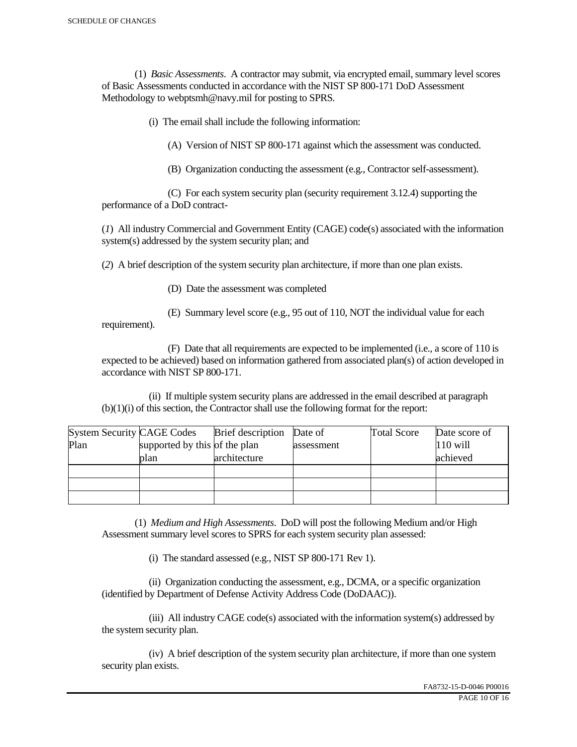(1) *Basic Assessments*. A contractor may submit, via encrypted email, summary level scores of Basic Assessments conducted in accordance with the NIST SP 800-171 DoD Assessment Methodology to webptsmh@navy.mil for posting to SPRS.

(i) The email shall include the following information:

(A) Version of NIST SP 800-171 against which the assessment was conducted.

(B) Organization conducting the assessment (e.g., Contractor self-assessment).

(C) For each system security plan (security requirement 3.12.4) supporting the performance of a DoD contract-

(*1*) All industry Commercial and Government Entity (CAGE) code(s) associated with the information system(s) addressed by the system security plan; and

(*2*) A brief description of the system security plan architecture, if more than one plan exists.

(D) Date the assessment was completed

(E) Summary level score (e.g., 95 out of 110, NOT the individual value for each requirement).

(F) Date that all requirements are expected to be implemented (i.e., a score of 110 is expected to be achieved) based on information gathered from associated plan(s) of action developed in accordance with NIST SP 800-171.

(ii) If multiple system security plans are addressed in the email described at paragraph (b)(1)(i) of this section, the Contractor shall use the following format for the report:

| System Security Plan | CAGE Codes supported by this plan | Brief description of the plan architecture | Date of assessment | Total Score | Date score of 110 will achieved |
|---|---|---|---|---|---|
| | | | | | |
| | | | | | |
| | | | | | |

(1) *Medium and High Assessments*. DoD will post the following Medium and/or High Assessment summary level scores to SPRS for each system security plan assessed:

(i) The standard assessed (e.g., NIST SP 800-171 Rev 1).

(ii) Organization conducting the assessment, e.g., DCMA, or a specific organization (identified by Department of Defense Activity Address Code (DoDAAC)).

(iii) All industry CAGE code(s) associated with the information system(s) addressed by the system security plan.

(iv) A brief description of the system security plan architecture, if more than one system security plan exists.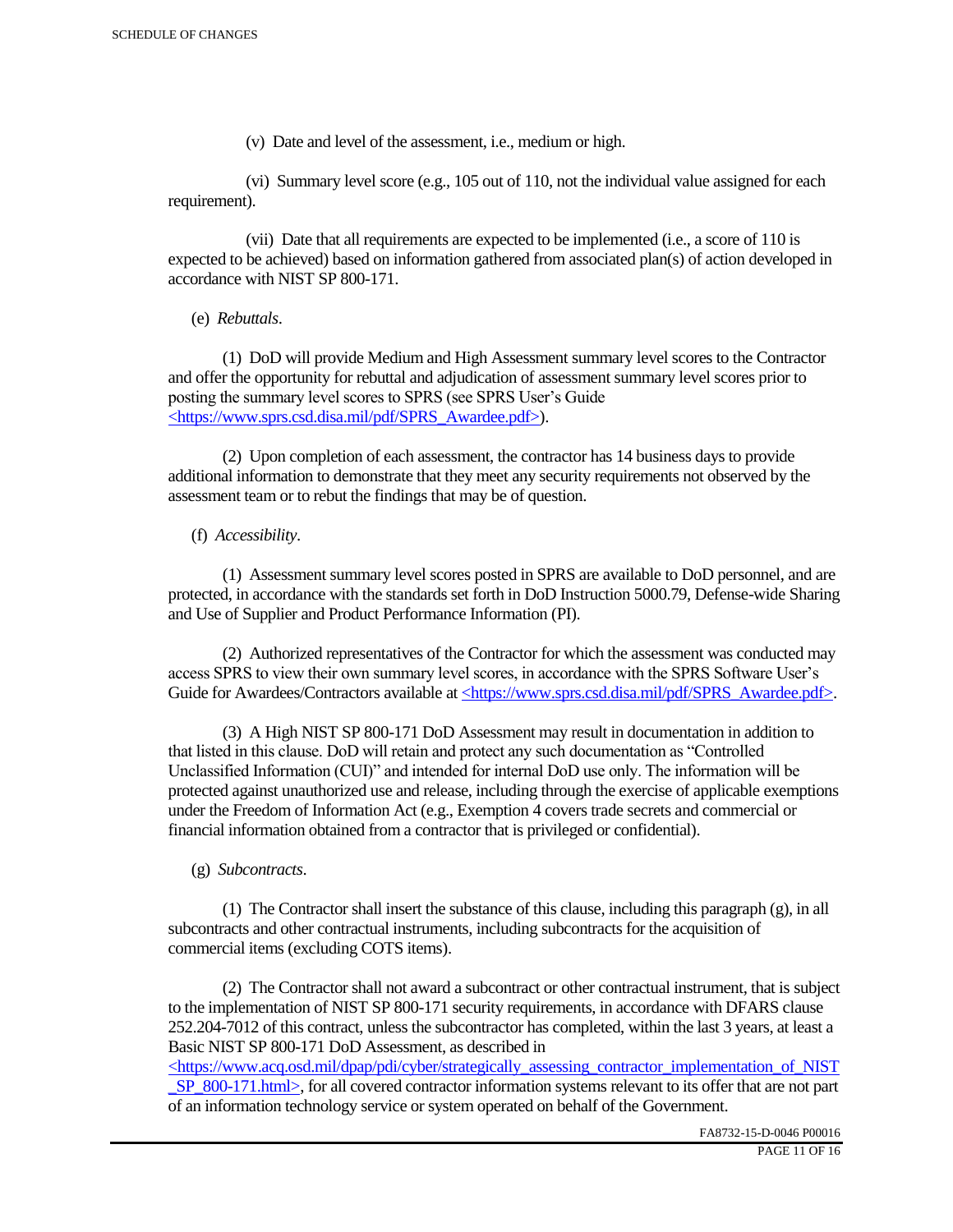(v) Date and level of the assessment, i.e., medium or high.

(vi) Summary level score (e.g., 105 out of 110, not the individual value assigned for each requirement).

(vii) Date that all requirements are expected to be implemented (i.e., a score of 110 is expected to be achieved) based on information gathered from associated plan(s) of action developed in accordance with NIST SP 800-171.

(e) *Rebuttals*.

(1) DoD will provide Medium and High Assessment summary level scores to the Contractor and offer the opportunity for rebuttal and adjudication of assessment summary level scores prior to posting the summary level scores to SPRS (see SPRS User's Guide <https://www.sprs.csd.disa.mil/pdf/SPRS_Awardee.pdf>).

(2) Upon completion of each assessment, the contractor has 14 business days to provide additional information to demonstrate that they meet any security requirements not observed by the assessment team or to rebut the findings that may be of question.

(f) *Accessibility*.

(1) Assessment summary level scores posted in SPRS are available to DoD personnel, and are protected, in accordance with the standards set forth in DoD Instruction 5000.79, Defense-wide Sharing and Use of Supplier and Product Performance Information (PI).

(2) Authorized representatives of the Contractor for which the assessment was conducted may access SPRS to view their own summary level scores, in accordance with the SPRS Software User's Guide for Awardees/Contractors available at <https://www.sprs.csd.disa.mil/pdf/SPRS_Awardee.pdf>.

(3) A High NIST SP 800-171 DoD Assessment may result in documentation in addition to that listed in this clause. DoD will retain and protect any such documentation as "Controlled Unclassified Information (CUI)" and intended for internal DoD use only. The information will be protected against unauthorized use and release, including through the exercise of applicable exemptions under the Freedom of Information Act (e.g., Exemption 4 covers trade secrets and commercial or financial information obtained from a contractor that is privileged or confidential).

(g) *Subcontracts*.

(1) The Contractor shall insert the substance of this clause, including this paragraph (g), in all subcontracts and other contractual instruments, including subcontracts for the acquisition of commercial items (excluding COTS items).

(2) The Contractor shall not award a subcontract or other contractual instrument, that is subject to the implementation of NIST SP 800-171 security requirements, in accordance with DFARS clause 252.204-7012 of this contract, unless the subcontractor has completed, within the last 3 years, at least a Basic NIST SP 800-171 DoD Assessment, as described in <https://www.acq.osd.mil/dpap/pdi/cyber/strategically_assessing_contractor_implementation_of_NIST_SP_800-171.html>, for all covered contractor information systems relevant to its offer that are not part of an information technology service or system operated on behalf of the Government.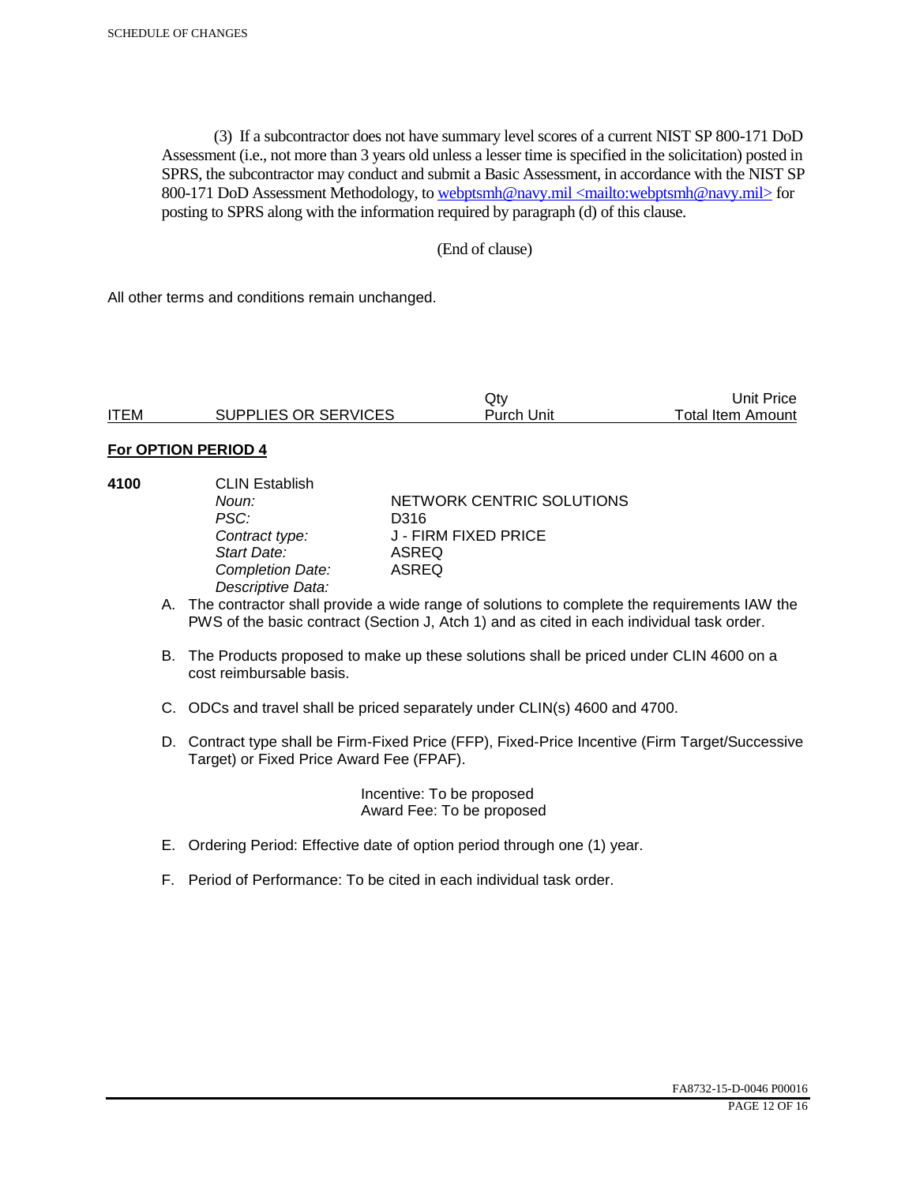(3) If a subcontractor does not have summary level scores of a current NIST SP 800-171 DoD Assessment (i.e., not more than 3 years old unless a lesser time is specified in the solicitation) posted in SPRS, the subcontractor may conduct and submit a Basic Assessment, in accordance with the NIST SP 800-171 DoD Assessment Methodology, to webptsmh@navy.mil <mailto:webptsmh@navy.mil> for posting to SPRS along with the information required by paragraph (d) of this clause.

(End of clause)

All other terms and conditions remain unchanged.

| ITEM | SUPPLIES OR SERVICES | Qty Purch Unit | Unit Price Total Item Amount |
|---|---|---|---|

**For OPTION PERIOD 4**

**4100** CLIN Establish

| | |
|---|---|
| *Noun:* | NETWORK CENTRIC SOLUTIONS |
| *PSC:* | D316 |
| *Contract type:* | J - FIRM FIXED PRICE |
| *Start Date:* | ASREQ |
| *Completion Date:* | ASREQ |
| *Descriptive Data:* | |

A. The contractor shall provide a wide range of solutions to complete the requirements IAW the PWS of the basic contract (Section J, Atch 1) and as cited in each individual task order.

B. The Products proposed to make up these solutions shall be priced under CLIN 4600 on a cost reimbursable basis.

C. ODCs and travel shall be priced separately under CLIN(s) 4600 and 4700.

D. Contract type shall be Firm-Fixed Price (FFP), Fixed-Price Incentive (Firm Target/Successive Target) or Fixed Price Award Fee (FPAF).

Incentive: To be proposed
Award Fee: To be proposed

E. Ordering Period: Effective date of option period through one (1) year.

F. Period of Performance: To be cited in each individual task order.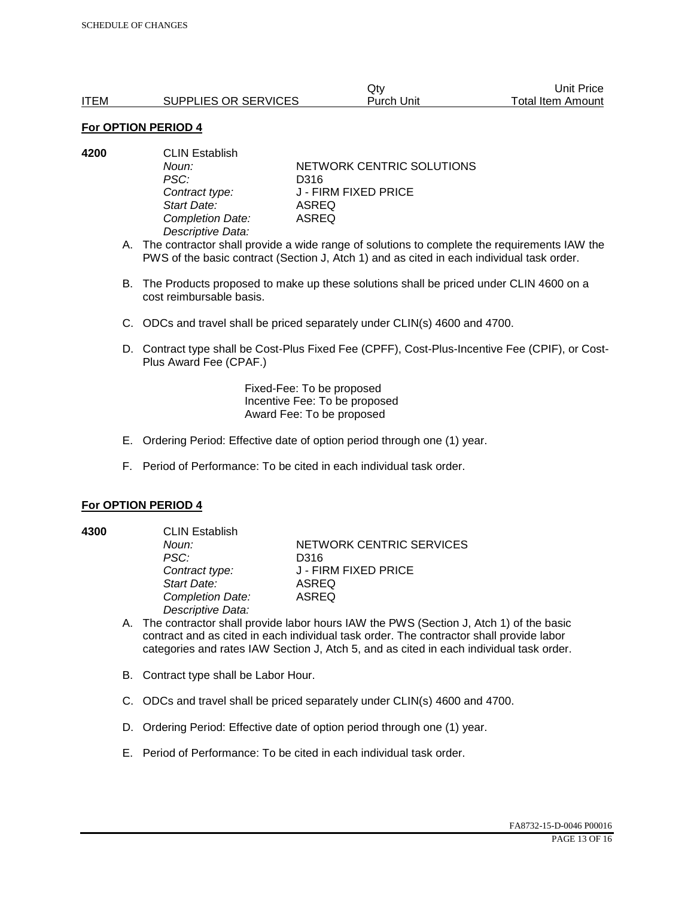| ITEM | SUPPLIES OR SERVICES | Qty Purch Unit | Unit Price Total Item Amount |
|---|---|---|---|

**For OPTION PERIOD 4**

**4200** CLIN Establish

*Noun:* NETWORK CENTRIC SOLUTIONS
*PSC:* D316
*Contract type:* J - FIRM FIXED PRICE
*Start Date:* ASREQ
*Completion Date:* ASREQ
*Descriptive Data:*

A. The contractor shall provide a wide range of solutions to complete the requirements IAW the PWS of the basic contract (Section J, Atch 1) and as cited in each individual task order.

B. The Products proposed to make up these solutions shall be priced under CLIN 4600 on a cost reimbursable basis.

C. ODCs and travel shall be priced separately under CLIN(s) 4600 and 4700.

D. Contract type shall be Cost-Plus Fixed Fee (CPFF), Cost-Plus-Incentive Fee (CPIF), or Cost-Plus Award Fee (CPAF.)

Fixed-Fee: To be proposed
Incentive Fee: To be proposed
Award Fee: To be proposed

E. Ordering Period: Effective date of option period through one (1) year.

F. Period of Performance: To be cited in each individual task order.

**For OPTION PERIOD 4**

**4300** CLIN Establish

*Noun:* NETWORK CENTRIC SERVICES
*PSC:* D316
*Contract type:* J - FIRM FIXED PRICE
*Start Date:* ASREQ
*Completion Date:* ASREQ
*Descriptive Data:*

A. The contractor shall provide labor hours IAW the PWS (Section J, Atch 1) of the basic contract and as cited in each individual task order. The contractor shall provide labor categories and rates IAW Section J, Atch 5, and as cited in each individual task order.

B. Contract type shall be Labor Hour.

C. ODCs and travel shall be priced separately under CLIN(s) 4600 and 4700.

D. Ordering Period: Effective date of option period through one (1) year.

E. Period of Performance: To be cited in each individual task order.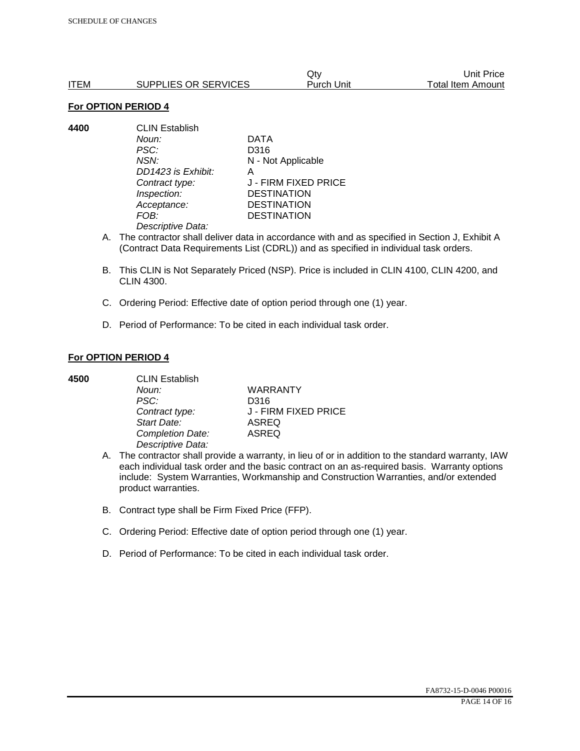| ITEM | SUPPLIES OR SERVICES | Qty<br>Purch Unit | Unit Price<br>Total Item Amount |
|---|---|---|---|

**For OPTION PERIOD 4**

**4400** CLIN Establish

| | |
|---|---|
| *Noun:* | DATA |
| *PSC:* | D316 |
| *NSN:* | N - Not Applicable |
| *DD1423 is Exhibit:* | A |
| *Contract type:* | J - FIRM FIXED PRICE |
| *Inspection:* | DESTINATION |
| *Acceptance:* | DESTINATION |
| *FOB:* | DESTINATION |

*Descriptive Data:*

A. The contractor shall deliver data in accordance with and as specified in Section J, Exhibit A (Contract Data Requirements List (CDRL)) and as specified in individual task orders.

B. This CLIN is Not Separately Priced (NSP). Price is included in CLIN 4100, CLIN 4200, and CLIN 4300.

C. Ordering Period: Effective date of option period through one (1) year.

D. Period of Performance: To be cited in each individual task order.

**For OPTION PERIOD 4**

**4500** CLIN Establish

| | |
|---|---|
| *Noun:* | WARRANTY |
| *PSC:* | D316 |
| *Contract type:* | J - FIRM FIXED PRICE |
| *Start Date:* | ASREQ |
| *Completion Date:* | ASREQ |

*Descriptive Data:*

A. The contractor shall provide a warranty, in lieu of or in addition to the standard warranty, IAW each individual task order and the basic contract on an as-required basis. Warranty options include: System Warranties, Workmanship and Construction Warranties, and/or extended product warranties.

B. Contract type shall be Firm Fixed Price (FFP).

C. Ordering Period: Effective date of option period through one (1) year.

D. Period of Performance: To be cited in each individual task order.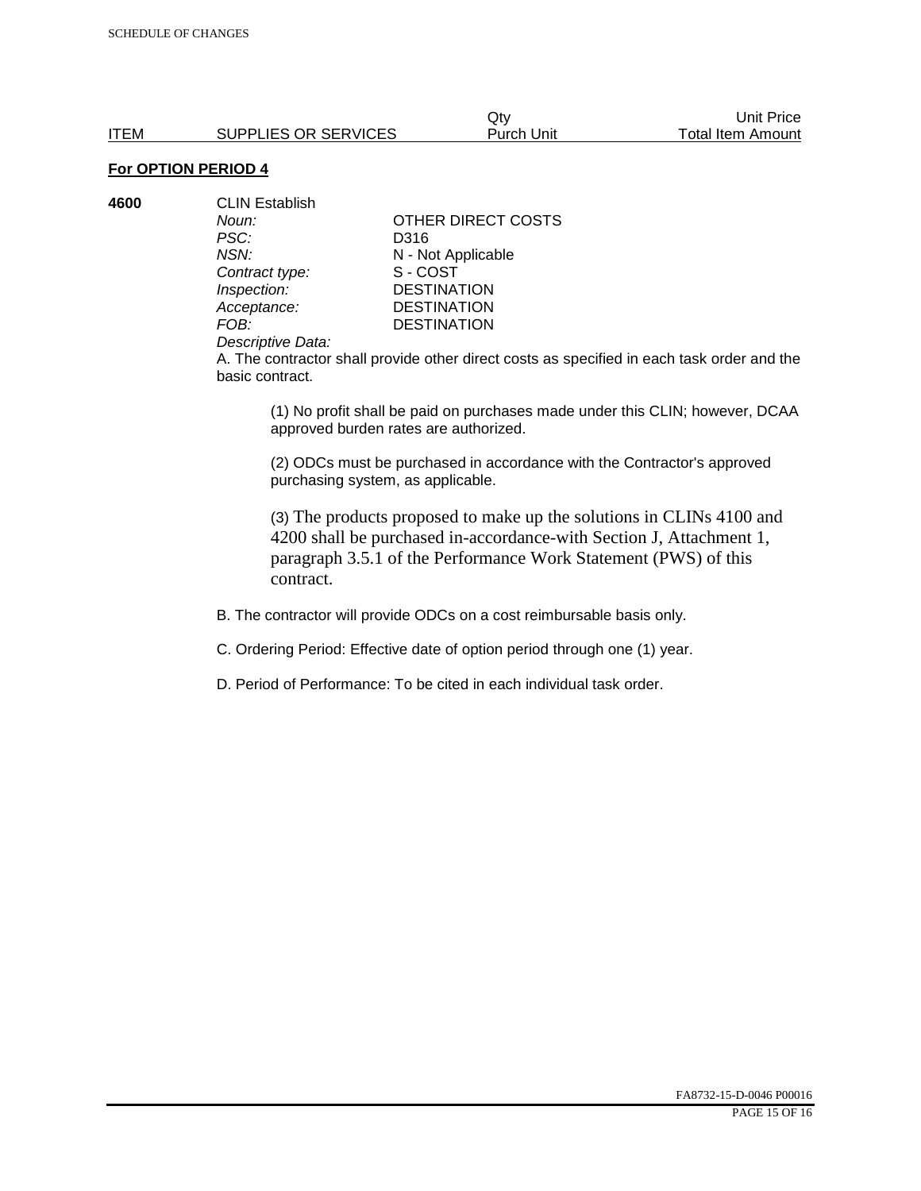| ITEM | SUPPLIES OR SERVICES | Qty<br>Purch Unit | Unit Price<br>Total Item Amount |
|---|---|---|---|

**For OPTION PERIOD 4**

**4600** CLIN Establish

*Noun:* OTHER DIRECT COSTS
*PSC:* D316
*NSN:* N - Not Applicable
*Contract type:* S - COST
*Inspection:* DESTINATION
*Acceptance:* DESTINATION
*FOB:* DESTINATION
*Descriptive Data:*

A. The contractor shall provide other direct costs as specified in each task order and the basic contract.

(1) No profit shall be paid on purchases made under this CLIN; however, DCAA approved burden rates are authorized.

(2) ODCs must be purchased in accordance with the Contractor's approved purchasing system, as applicable.

(3) The products proposed to make up the solutions in CLINs 4100 and 4200 shall be purchased in-accordance-with Section J, Attachment 1, paragraph 3.5.1 of the Performance Work Statement (PWS) of this contract.

B. The contractor will provide ODCs on a cost reimbursable basis only.

C. Ordering Period: Effective date of option period through one (1) year.

D. Period of Performance: To be cited in each individual task order.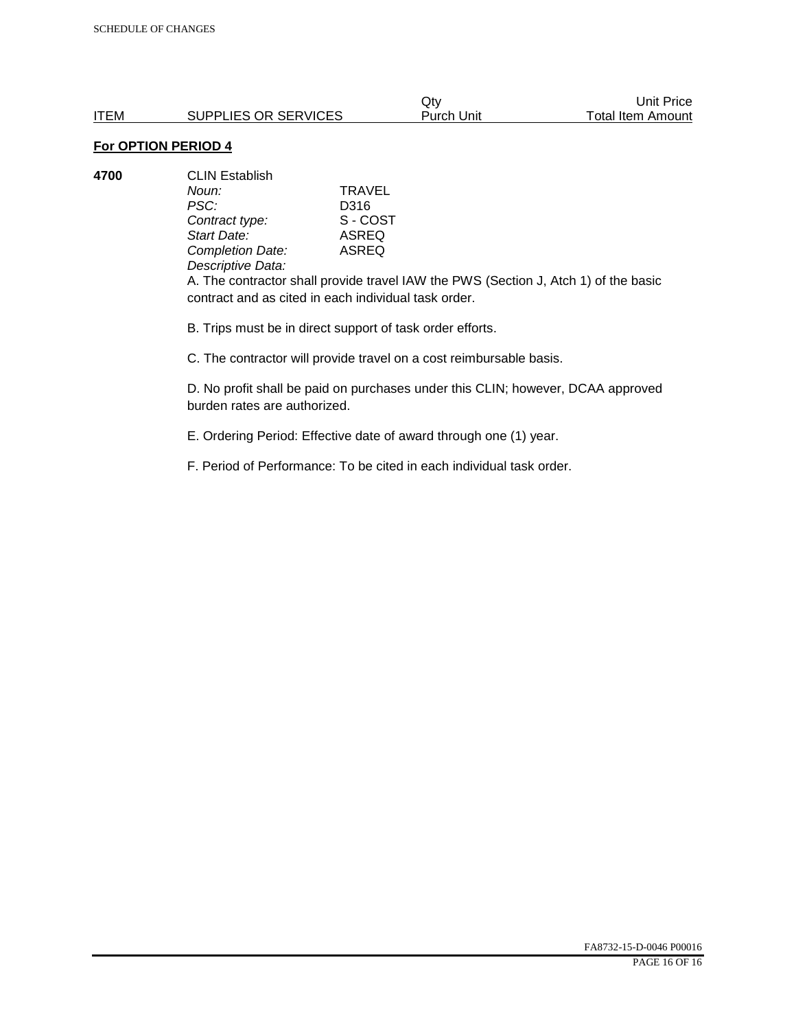| ITEM | SUPPLIES OR SERVICES | Qty Purch Unit | Unit Price Total Item Amount |
| --- | --- | --- | --- |

**For OPTION PERIOD 4**

**4700** CLIN Establish

| | |
| --- | --- |
| *Noun:* | TRAVEL |
| *PSC:* | D316 |
| *Contract type:* | S - COST |
| *Start Date:* | ASREQ |
| *Completion Date:* | ASREQ |

*Descriptive Data:*

A. The contractor shall provide travel IAW the PWS (Section J, Atch 1) of the basic contract and as cited in each individual task order.

B. Trips must be in direct support of task order efforts.

C. The contractor will provide travel on a cost reimbursable basis.

D. No profit shall be paid on purchases under this CLIN; however, DCAA approved burden rates are authorized.

E. Ordering Period: Effective date of award through one (1) year.

F. Period of Performance: To be cited in each individual task order.